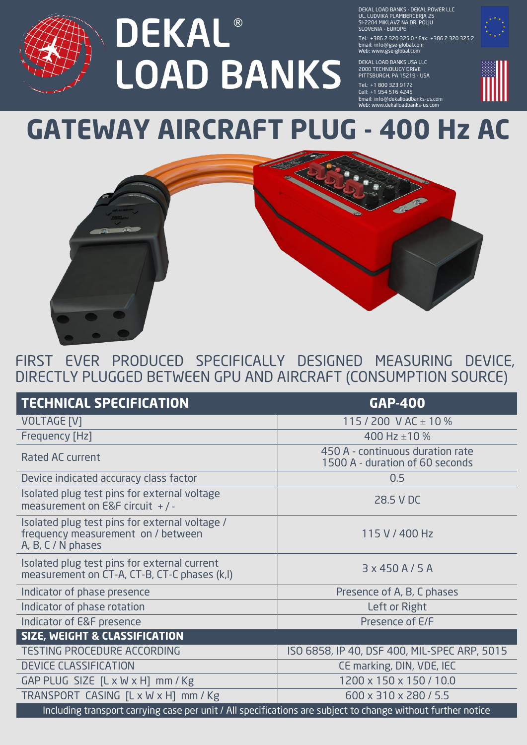# DEKAL® LOAD BANKS

DEKAL LOAD BANKS - DEKAL POWER LLC
UL. LUDVIKA PLAMBERGERJA 25
SI-2204 MIKLAVZ NA DR. POLJU
SLOVENIA - EUROPE
Tel.: +386 2 320 325 0 * Fax: +386 2 320 325 2
Email: info@gse-global.com
Web: www.gse-global.com

DEKAL LOAD BANKS USA LLC
2000 TECHNOLUGY DRIVE
PITTSBURGH, PA 15219 - USA
Tel.: +1 800 323 9172
Cell: +1 954 516 4245
Email: info@dekalloadbanks-us.com
Web: www.dekalloadbanks-us.com

# GATEWAY AIRCRAFT PLUG - 400 Hz AC

FIRST EVER PRODUCED SPECIFICALLY DESIGNED MEASURING DEVICE, DIRECTLY PLUGGED BETWEEN GPU AND AIRCRAFT (CONSUMPTION SOURCE)

| TECHNICAL SPECIFICATION | GAP-400 |
|---|---|
| VOLTAGE [V] | 115 / 200 V AC ± 10 % |
| Frequency [Hz] | 400 Hz ±10 % |
| Rated AC current | 450 A - continuous duration rate<br>1500 A - duration of 60 seconds |
| Device indicated accuracy class factor | 0.5 |
| Isolated plug test pins for external voltage measurement on E&F circuit + / - | 28.5 V DC |
| Isolated plug test pins for external voltage / frequency measurement on / between A, B, C / N phases | 115 V / 400 Hz |
| Isolated plug test pins for external current measurement on CT-A, CT-B, CT-C phases (k,l) | 3 x 450 A / 5 A |
| Indicator of phase presence | Presence of A, B, C phases |
| Indicator of phase rotation | Left or Right |
| Indicator of E&F presence | Presence of E/F |
| **SIZE, WEIGHT & CLASSIFICATION** | |
| TESTING PROCEDURE ACCORDING | ISO 6858, IP 40, DSF 400, MIL-SPEC ARP, 5015 |
| DEVICE CLASSIFICATION | CE marking, DIN, VDE, IEC |
| GAP PLUG SIZE [L x W x H] mm / Kg | 1200 x 150 x 150 / 10.0 |
| TRANSPORT CASING [L x W x H] mm / Kg | 600 x 310 x 280 / 5.5 |

Including transport carrying case per unit / All specifications are subject to change without further notice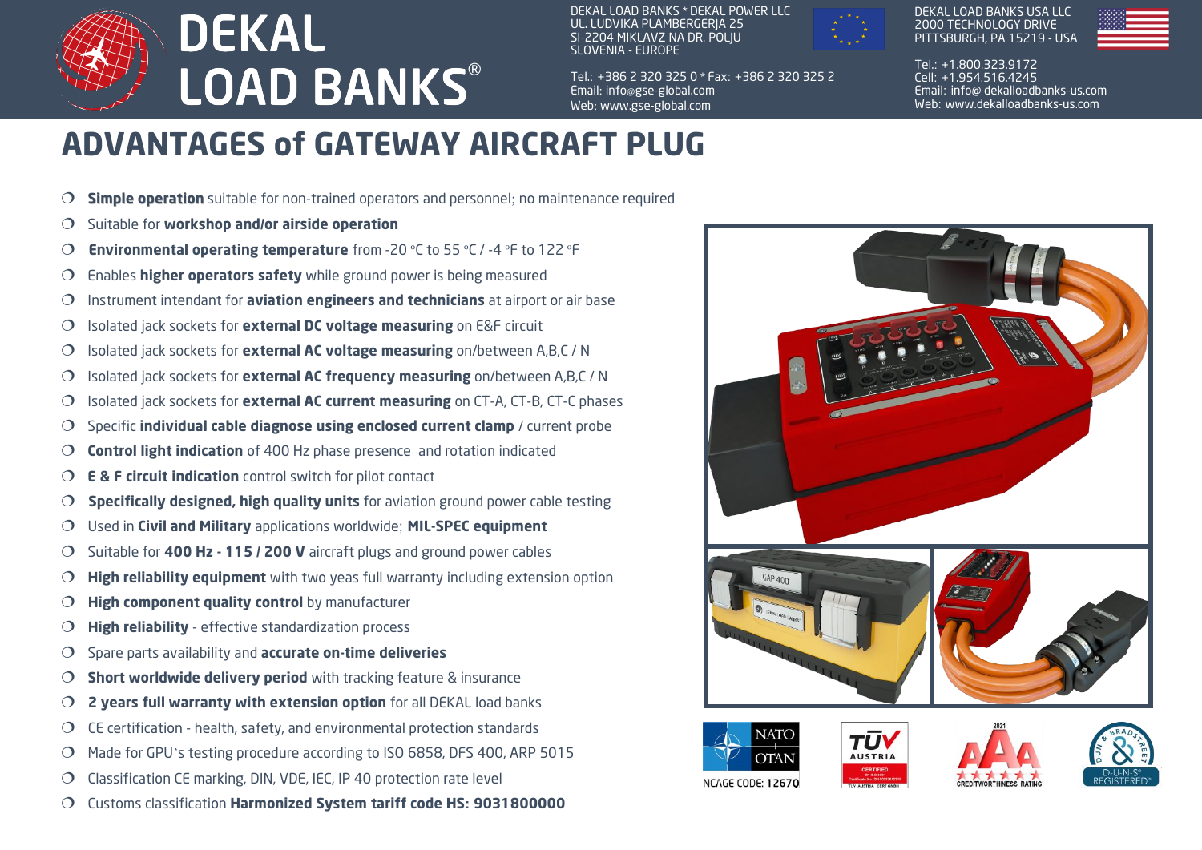# DEKAL LOAD BANKS®

DEKAL LOAD BANKS * DEKAL POWER LLC
UL. LUDVIKA PLAMBERGERJA 25
SI-2204 MIKLAVZ NA DR. POLJU
SLOVENIA - EUROPE

Tel.: +386 2 320 325 0 * Fax: +386 2 320 325 2
Email: info@gse-global.com
Web: www.gse-global.com

DEKAL LOAD BANKS USA LLC
2000 TECHNOLOGY DRIVE
PITTSBURGH, PA 15219 - USA

Tel.: +1.800.323.9172
Cell: +1.954.516.4245
Email: info@ dekalloadbanks-us.com
Web: www.dekalloadbanks-us.com

## ADVANTAGES of GATEWAY AIRCRAFT PLUG

- **Simple operation** suitable for non-trained operators and personnel; no maintenance required
- Suitable for **workshop and/or airside operation**
- **Environmental operating temperature** from -20 °C to 55 °C / -4 °F to 122 °F
- Enables **higher operators safety** while ground power is being measured
- Instrument intendant for **aviation engineers and technicians** at airport or air base
- Isolated jack sockets for **external DC voltage measuring** on E&F circuit
- Isolated jack sockets for **external AC voltage measuring** on/between A,B,C / N
- Isolated jack sockets for **external AC frequency measuring** on/between A,B,C / N
- Isolated jack sockets for **external AC current measuring** on CT-A, CT-B, CT-C phases
- Specific **individual cable diagnose using enclosed current clamp** / current probe
- **Control light indication** of 400 Hz phase presence and rotation indicated
- **E & F circuit indication** control switch for pilot contact
- **Specifically designed, high quality units** for aviation ground power cable testing
- Used in **Civil and Military** applications worldwide; **MIL-SPEC equipment**
- Suitable for **400 Hz - 115 / 200 V** aircraft plugs and ground power cables
- **High reliability equipment** with two yeas full warranty including extension option
- **High component quality control** by manufacturer
- **High reliability** - effective standardization process
- Spare parts availability and **accurate on-time deliveries**
- **Short worldwide delivery period** with tracking feature & insurance
- **2 years full warranty with extension option** for all DEKAL load banks
- CE certification - health, safety, and environmental protection standards
- Made for GPU's testing procedure according to ISO 6858, DFS 400, ARP 5015
- Classification CE marking, DIN, VDE, IEC, IP 40 protection rate level
- Customs classification **Harmonized System tariff code HS: 9031800000**

NATO OTAN
NCAGE CODE: 1267Q

TÜV AUSTRIA CERTIFIED

2021 AAA CREDITWORTHINESS RATING

D-U-N-S® REGISTERED™